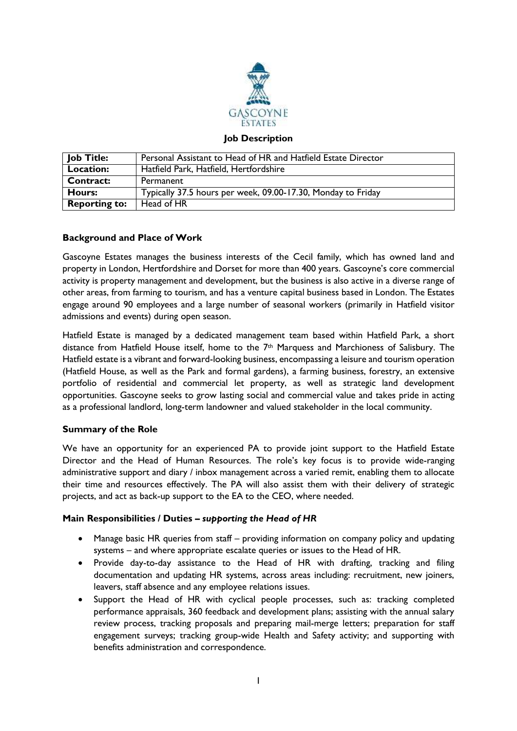# Job Description

| **Job Title:** | Personal Assistant to Head of HR and Hatfield Estate Director |
|---|---|
| **Location:** | Hatfield Park, Hatfield, Hertfordshire |
| **Contract:** | Permanent |
| **Hours:** | Typically 37.5 hours per week, 09.00-17.30, Monday to Friday |
| **Reporting to:** | Head of HR |

## Background and Place of Work

Gascoyne Estates manages the business interests of the Cecil family, which has owned land and property in London, Hertfordshire and Dorset for more than 400 years. Gascoyne's core commercial activity is property management and development, but the business is also active in a diverse range of other areas, from farming to tourism, and has a venture capital business based in London. The Estates engage around 90 employees and a large number of seasonal workers (primarily in Hatfield visitor admissions and events) during open season.

Hatfield Estate is managed by a dedicated management team based within Hatfield Park, a short distance from Hatfield House itself, home to the 7th Marquess and Marchioness of Salisbury. The Hatfield estate is a vibrant and forward-looking business, encompassing a leisure and tourism operation (Hatfield House, as well as the Park and formal gardens), a farming business, forestry, an extensive portfolio of residential and commercial let property, as well as strategic land development opportunities. Gascoyne seeks to grow lasting social and commercial value and takes pride in acting as a professional landlord, long-term landowner and valued stakeholder in the local community.

## Summary of the Role

We have an opportunity for an experienced PA to provide joint support to the Hatfield Estate Director and the Head of Human Resources. The role's key focus is to provide wide-ranging administrative support and diary / inbox management across a varied remit, enabling them to allocate their time and resources effectively. The PA will also assist them with their delivery of strategic projects, and act as back-up support to the EA to the CEO, where needed.

## Main Responsibilities / Duties – *supporting the Head of HR*

- Manage basic HR queries from staff – providing information on company policy and updating systems – and where appropriate escalate queries or issues to the Head of HR.
- Provide day-to-day assistance to the Head of HR with drafting, tracking and filing documentation and updating HR systems, across areas including: recruitment, new joiners, leavers, staff absence and any employee relations issues.
- Support the Head of HR with cyclical people processes, such as: tracking completed performance appraisals, 360 feedback and development plans; assisting with the annual salary review process, tracking proposals and preparing mail-merge letters; preparation for staff engagement surveys; tracking group-wide Health and Safety activity; and supporting with benefits administration and correspondence.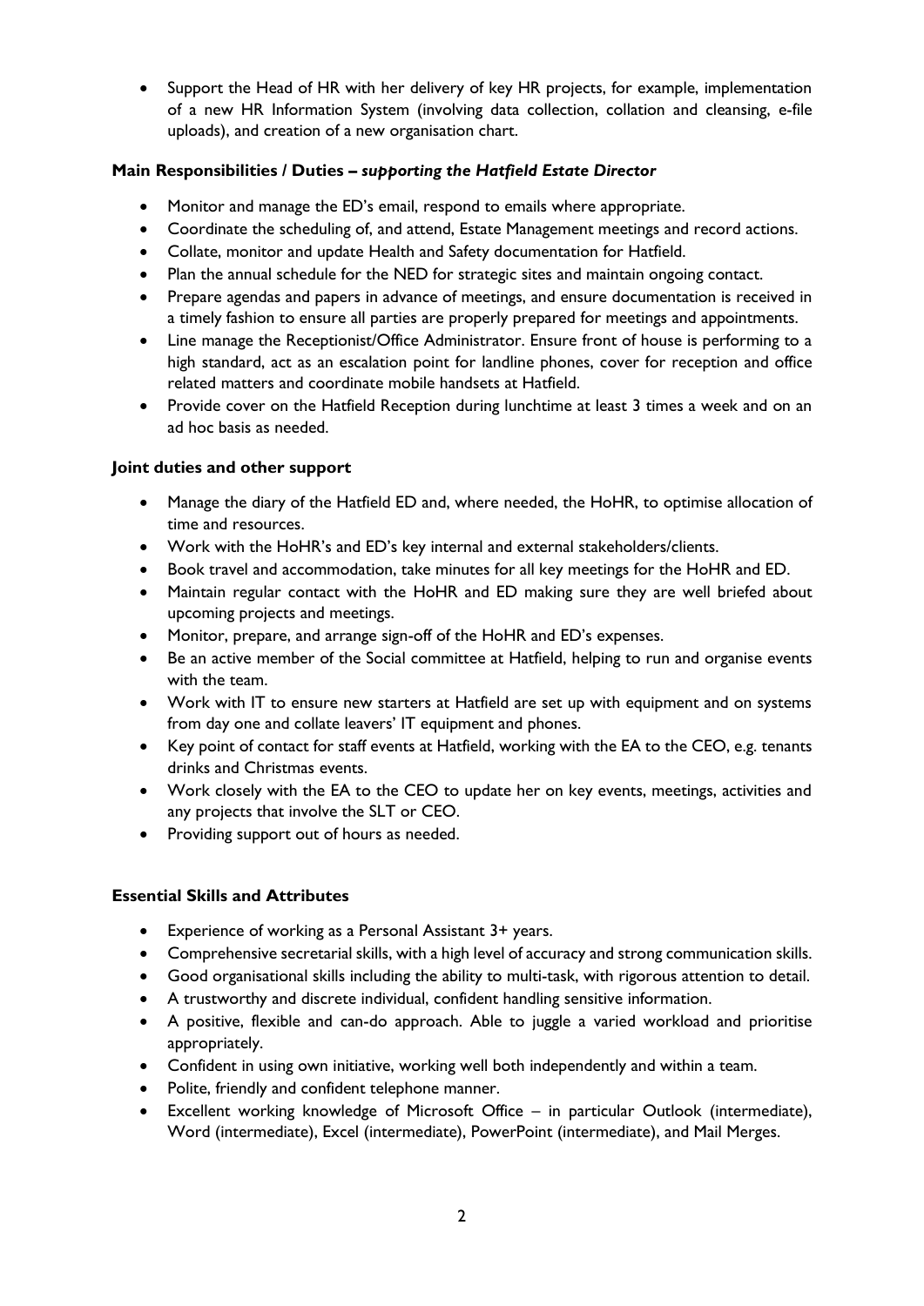- Support the Head of HR with her delivery of key HR projects, for example, implementation of a new HR Information System (involving data collection, collation and cleansing, e-file uploads), and creation of a new organisation chart.

**Main Responsibilities / Duties –** ***supporting the Hatfield Estate Director***

- Monitor and manage the ED's email, respond to emails where appropriate.
- Coordinate the scheduling of, and attend, Estate Management meetings and record actions.
- Collate, monitor and update Health and Safety documentation for Hatfield.
- Plan the annual schedule for the NED for strategic sites and maintain ongoing contact.
- Prepare agendas and papers in advance of meetings, and ensure documentation is received in a timely fashion to ensure all parties are properly prepared for meetings and appointments.
- Line manage the Receptionist/Office Administrator. Ensure front of house is performing to a high standard, act as an escalation point for landline phones, cover for reception and office related matters and coordinate mobile handsets at Hatfield.
- Provide cover on the Hatfield Reception during lunchtime at least 3 times a week and on an ad hoc basis as needed.

**Joint duties and other support**

- Manage the diary of the Hatfield ED and, where needed, the HoHR, to optimise allocation of time and resources.
- Work with the HoHR's and ED's key internal and external stakeholders/clients.
- Book travel and accommodation, take minutes for all key meetings for the HoHR and ED.
- Maintain regular contact with the HoHR and ED making sure they are well briefed about upcoming projects and meetings.
- Monitor, prepare, and arrange sign-off of the HoHR and ED's expenses.
- Be an active member of the Social committee at Hatfield, helping to run and organise events with the team.
- Work with IT to ensure new starters at Hatfield are set up with equipment and on systems from day one and collate leavers' IT equipment and phones.
- Key point of contact for staff events at Hatfield, working with the EA to the CEO, e.g. tenants drinks and Christmas events.
- Work closely with the EA to the CEO to update her on key events, meetings, activities and any projects that involve the SLT or CEO.
- Providing support out of hours as needed.

**Essential Skills and Attributes**

- Experience of working as a Personal Assistant 3+ years.
- Comprehensive secretarial skills, with a high level of accuracy and strong communication skills.
- Good organisational skills including the ability to multi-task, with rigorous attention to detail.
- A trustworthy and discrete individual, confident handling sensitive information.
- A positive, flexible and can-do approach. Able to juggle a varied workload and prioritise appropriately.
- Confident in using own initiative, working well both independently and within a team.
- Polite, friendly and confident telephone manner.
- Excellent working knowledge of Microsoft Office – in particular Outlook (intermediate), Word (intermediate), Excel (intermediate), PowerPoint (intermediate), and Mail Merges.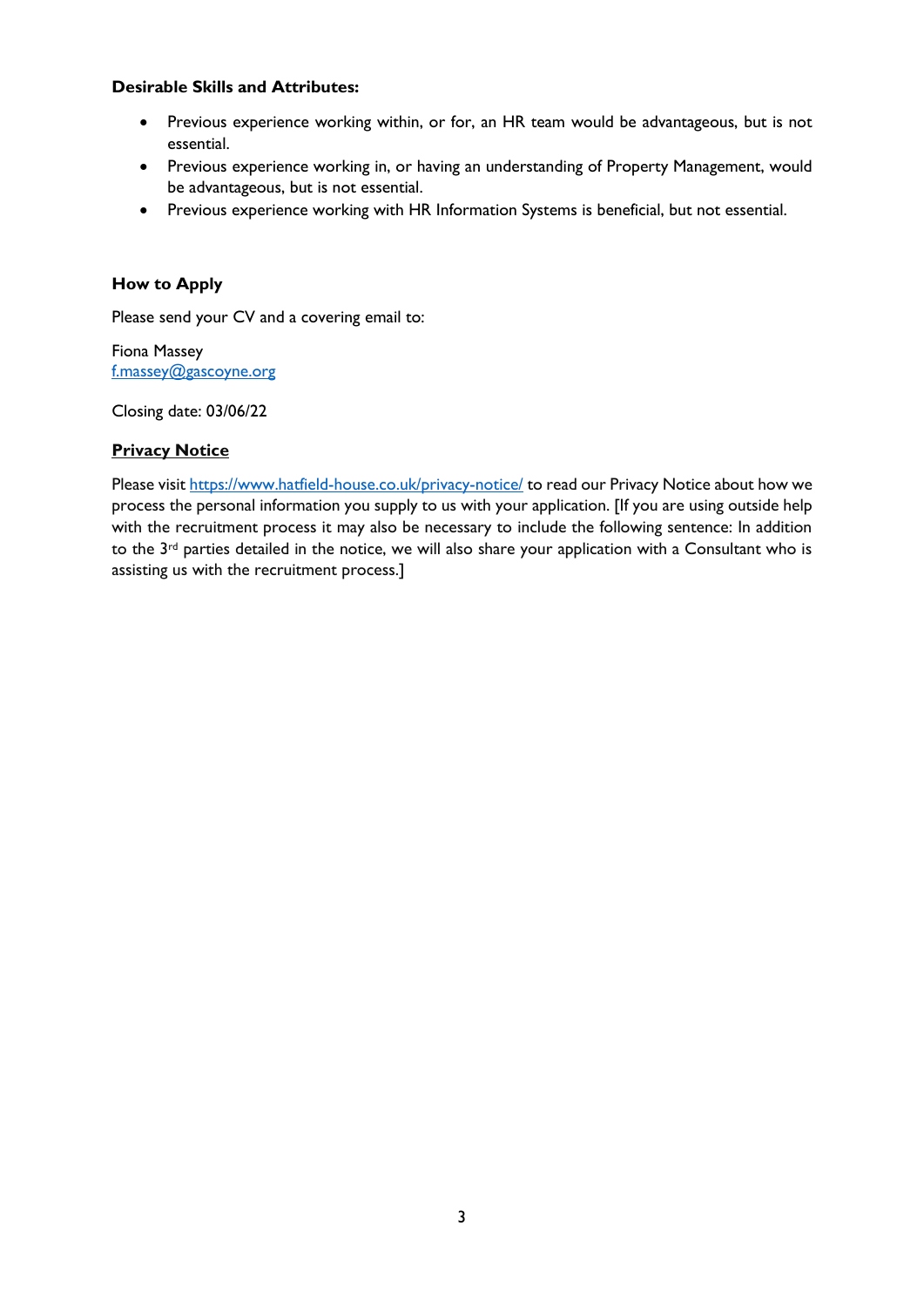**Desirable Skills and Attributes:**

- Previous experience working within, or for, an HR team would be advantageous, but is not essential.
- Previous experience working in, or having an understanding of Property Management, would be advantageous, but is not essential.
- Previous experience working with HR Information Systems is beneficial, but not essential.

**How to Apply**

Please send your CV and a covering email to:

Fiona Massey
f.massey@gascoyne.org

Closing date: 03/06/22

**Privacy Notice**

Please visit https://www.hatfield-house.co.uk/privacy-notice/ to read our Privacy Notice about how we process the personal information you supply to us with your application. [If you are using outside help with the recruitment process it may also be necessary to include the following sentence: In addition to the 3rd parties detailed in the notice, we will also share your application with a Consultant who is assisting us with the recruitment process.]